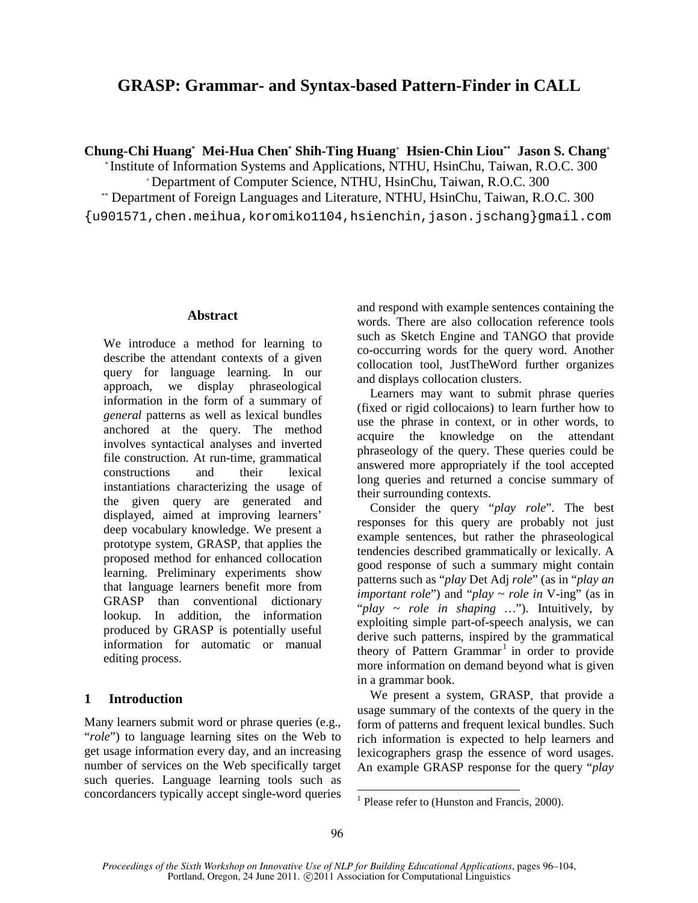# GRASP: Grammar- and Syntax-based Pattern-Finder in CALL

**Chung-Chi Huang[*] Mei-Hua Chen[*] Shih-Ting Huang[+] Hsien-Chin Liou[**] Jason S. Chang[+]**

[*] Institute of Information Systems and Applications, NTHU, HsinChu, Taiwan, R.O.C. 300

[+] Department of Computer Science, NTHU, HsinChu, Taiwan, R.O.C. 300

[**] Department of Foreign Languages and Literature, NTHU, HsinChu, Taiwan, R.O.C. 300

{u901571,chen.meihua,koromiko1104,hsienchin,jason.jschang}gmail.com

## Abstract

We introduce a method for learning to describe the attendant contexts of a given query for language learning. In our approach, we display phraseological information in the form of a summary of *general* patterns as well as lexical bundles anchored at the query. The method involves syntactical analyses and inverted file construction. At run-time, grammatical constructions and their lexical instantiations characterizing the usage of the given query are generated and displayed, aimed at improving learners' deep vocabulary knowledge. We present a prototype system, GRASP, that applies the proposed method for enhanced collocation learning. Preliminary experiments show that language learners benefit more from GRASP than conventional dictionary lookup. In addition, the information produced by GRASP is potentially useful information for automatic or manual editing process.

## 1 Introduction

Many learners submit word or phrase queries (e.g., "*role*") to language learning sites on the Web to get usage information every day, and an increasing number of services on the Web specifically target such queries. Language learning tools such as concordancers typically accept single-word queries and respond with example sentences containing the words. There are also collocation reference tools such as Sketch Engine and TANGO that provide co-occurring words for the query word. Another collocation tool, JustTheWord further organizes and displays collocation clusters.

Learners may want to submit phrase queries (fixed or rigid collocaions) to learn further how to use the phrase in context, or in other words, to acquire the knowledge on the attendant phraseology of the query. These queries could be answered more appropriately if the tool accepted long queries and returned a concise summary of their surrounding contexts.

Consider the query "*play role*". The best responses for this query are probably not just example sentences, but rather the phraseological tendencies described grammatically or lexically. A good response of such a summary might contain patterns such as "*play* Det Adj *role*" (as in "*play an important role*") and "*play ~ role in* V-ing" (as in "*play ~ role in shaping* …"). Intuitively, by exploiting simple part-of-speech analysis, we can derive such patterns, inspired by the grammatical theory of Pattern Grammar[1] in order to provide more information on demand beyond what is given in a grammar book.

We present a system, GRASP, that provide a usage summary of the contexts of the query in the form of patterns and frequent lexical bundles. Such rich information is expected to help learners and lexicographers grasp the essence of word usages. An example GRASP response for the query "*play*

[1] Please refer to (Hunston and Francis, 2000).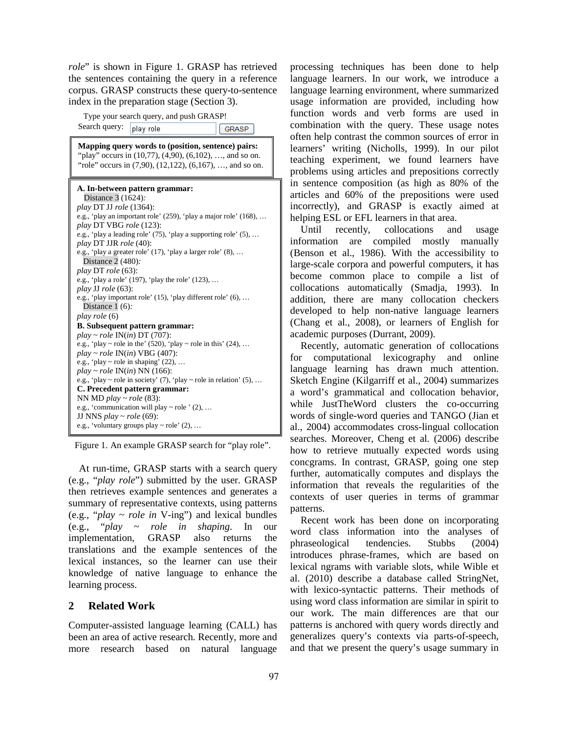role" is shown in Figure 1. GRASP has retrieved the sentences containing the query in a reference corpus. GRASP constructs these query-to-sentence index in the preparation stage (Section 3).

Type your search query, and push GRASP!

Search query: play role [GRASP]

**Mapping query words to (position, sentence) pairs:**
"play" occurs in (10,77), (4,90), (6,102), …, and so on.
"role" occurs in (7,90), (12,122), (6,167), …, and so on.

**A. In-between pattern grammar:**
Distance 3 (1624):
*play* DT JJ *role* (1364):
e.g., 'play an important role' (259), 'play a major role' (168), …
*play* DT VBG *role* (123):
e.g., 'play a leading role' (75), 'play a supporting role' (5), …
*play* DT JJR *role* (40):
e.g., 'play a greater role' (17), 'play a larger role' (8), …
Distance 2 (480):
*play* DT *role* (63):
e.g., 'play a role' (197), 'play the role' (123), …
*play* JJ *role* (63):
e.g., 'play important role' (15), 'play different role' (6), …
Distance 1 (6):
*play role* (6)
**B. Subsequent pattern grammar:**
*play* ~ *role* IN(*in*) DT (707):
e.g., 'play ~ role in the' (520), 'play ~ role in this' (24), …
*play* ~ *role* IN(*in*) VBG (407):
e.g., 'play ~ role in shaping' (22), …
*play* ~ *role* IN(*in*) NN (166):
e.g., 'play ~ role in society' (7), 'play ~ role in relation' (5), …
**C. Precedent pattern grammar:**
NN MD *play* ~ *role* (83):
e.g., 'communication will play ~ role ' (2), …
JJ NNS *play* ~ *role* (69):
e.g., 'voluntary groups play ~ role' (2), …

Figure 1. An example GRASP search for "play role".

At run-time, GRASP starts with a search query (e.g., "*play role*") submitted by the user. GRASP then retrieves example sentences and generates a summary of representative contexts, using patterns (e.g., "*play* ~ *role in* V-ing") and lexical bundles (e.g., "*play* ~ *role in shaping*. In our implementation, GRASP also returns the translations and the example sentences of the lexical instances, so the learner can use their knowledge of native language to enhance the learning process.

## 2 Related Work

Computer-assisted language learning (CALL) has been an area of active research. Recently, more and more research based on natural language processing techniques has been done to help language learners. In our work, we introduce a language learning environment, where summarized usage information are provided, including how function words and verb forms are used in combination with the query. These usage notes often help contrast the common sources of error in learners' writing (Nicholls, 1999). In our pilot teaching experiment, we found learners have problems using articles and prepositions correctly in sentence composition (as high as 80% of the articles and 60% of the prepositions were used incorrectly), and GRASP is exactly aimed at helping ESL or EFL learners in that area.

Until recently, collocations and usage information are compiled mostly manually (Benson et al., 1986). With the accessibility to large-scale corpora and powerful computers, it has become common place to compile a list of collocations automatically (Smadja, 1993). In addition, there are many collocation checkers developed to help non-native language learners (Chang et al., 2008), or learners of English for academic purposes (Durrant, 2009).

Recently, automatic generation of collocations for computational lexicography and online language learning has drawn much attention. Sketch Engine (Kilgarriff et al., 2004) summarizes a word's grammatical and collocation behavior, while JustTheWord clusters the co-occurring words of single-word queries and TANGO (Jian et al., 2004) accommodates cross-lingual collocation searches. Moreover, Cheng et al. (2006) describe how to retrieve mutually expected words using concgrams. In contrast, GRASP, going one step further, automatically computes and displays the information that reveals the regularities of the contexts of user queries in terms of grammar patterns.

Recent work has been done on incorporating word class information into the analyses of phraseological tendencies. Stubbs (2004) introduces phrase-frames, which are based on lexical ngrams with variable slots, while Wible et al. (2010) describe a database called StringNet, with lexico-syntactic patterns. Their methods of using word class information are similar in spirit to our work. The main differences are that our patterns is anchored with query words directly and generalizes query's contexts via parts-of-speech, and that we present the query's usage summary in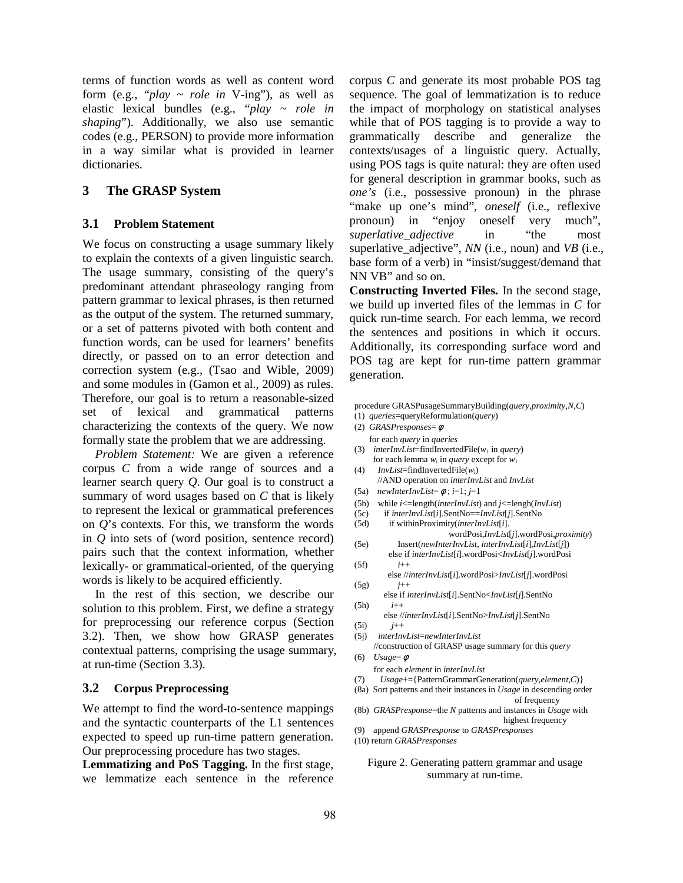terms of function words as well as content word form (e.g., "*play ~ role in* V-ing"), as well as elastic lexical bundles (e.g., "*play ~ role in shaping*"). Additionally, we also use semantic codes (e.g., PERSON) to provide more information in a way similar what is provided in learner dictionaries.

## 3 The GRASP System

### 3.1 Problem Statement

We focus on constructing a usage summary likely to explain the contexts of a given linguistic search. The usage summary, consisting of the query's predominant attendant phraseology ranging from pattern grammar to lexical phrases, is then returned as the output of the system. The returned summary, or a set of patterns pivoted with both content and function words, can be used for learners' benefits directly, or passed on to an error detection and correction system (e.g., (Tsao and Wible, 2009) and some modules in (Gamon et al., 2009) as rules. Therefore, our goal is to return a reasonable-sized set of lexical and grammatical patterns characterizing the contexts of the query. We now formally state the problem that we are addressing.

*Problem Statement:* We are given a reference corpus *C* from a wide range of sources and a learner search query *Q*. Our goal is to construct a summary of word usages based on *C* that is likely to represent the lexical or grammatical preferences on *Q*'s contexts. For this, we transform the words in *Q* into sets of (word position, sentence record) pairs such that the context information, whether lexically- or grammatical-oriented, of the querying words is likely to be acquired efficiently.

In the rest of this section, we describe our solution to this problem. First, we define a strategy for preprocessing our reference corpus (Section 3.2). Then, we show how GRASP generates contextual patterns, comprising the usage summary, at run-time (Section 3.3).

### 3.2 Corpus Preprocessing

We attempt to find the word-to-sentence mappings and the syntactic counterparts of the L1 sentences expected to speed up run-time pattern generation. Our preprocessing procedure has two stages.

**Lemmatizing and PoS Tagging.** In the first stage, we lemmatize each sentence in the reference corpus *C* and generate its most probable POS tag sequence. The goal of lemmatization is to reduce the impact of morphology on statistical analyses while that of POS tagging is to provide a way to grammatically describe and generalize the contexts/usages of a linguistic query. Actually, using POS tags is quite natural: they are often used for general description in grammar books, such as *one's* (i.e., possessive pronoun) in the phrase "make up one's mind", *oneself* (i.e., reflexive pronoun) in "enjoy oneself very much", *superlative_adjective* in "the most superlative_adjective", *NN* (i.e., noun) and *VB* (i.e., base form of a verb) in "insist/suggest/demand that NN VB" and so on.

**Constructing Inverted Files.** In the second stage, we build up inverted files of the lemmas in *C* for quick run-time search. For each lemma, we record the sentences and positions in which it occurs. Additionally, its corresponding surface word and POS tag are kept for run-time pattern grammar generation.

```
procedure GRASPusageSummaryBuilding(query,proximity,N,C)
(1)  queries=queryReformulation(query)
(2)  GRASPresponses= φ
     for each query in queries
(3)    interInvList=findInvertedFile(w1 in query)
       for each lemma wi in query except for w1
(4)      InvList=findInvertedFile(wi)
         //AND operation on interInvList and InvList
(5a)     newInterInvList= φ ; i=1; j=1
(5b)     while i<=length(interInvList) and j<=lengh(InvList)
(5c)       if interInvList[i].SentNo==InvList[j].SentNo
(5d)         if withinProximity(interInvList[i].
                          wordPosi,InvList[j].wordPosi,proximity)
(5e)           Insert(newInterInvList, interInvList[i],InvList[j])
             else if interInvList[i].wordPosi<InvList[j].wordPosi
(5f)           i++
             else //interInvList[i].wordPosi>InvList[j].wordPosi
(5g)           j++
           else if interInvList[i].SentNo<InvList[j].SentNo
(5h)         i++
           else //interInvList[i].SentNo>InvList[j].SentNo
(5i)         j++
(5j)     interInvList=newInterInvList
       //construction of GRASP usage summary for this query
(6)    Usage= φ
       for each element in interInvList
(7)      Usage+={PatternGrammarGeneration(query,element,C)}
(8a)   Sort patterns and their instances in Usage in descending order
                                                   of frequency
(8b)   GRASPresponse=the N patterns and instances in Usage with
                                                 highest frequency
(9)    append GRASPresponse to GRASPresponses
(10) return GRASPresponses
```

Figure 2. Generating pattern grammar and usage summary at run-time.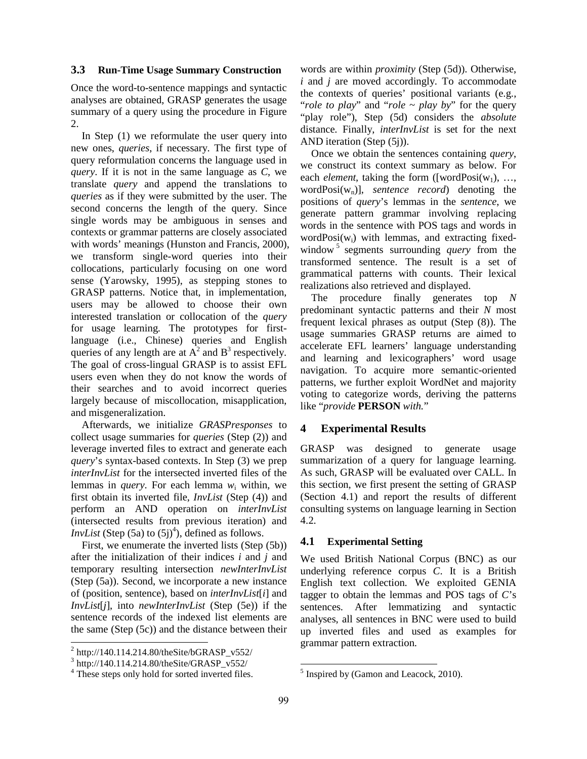### 3.3 Run-Time Usage Summary Construction

Once the word-to-sentence mappings and syntactic analyses are obtained, GRASP generates the usage summary of a query using the procedure in Figure 2.

In Step (1) we reformulate the user query into new ones, *queries*, if necessary. The first type of query reformulation concerns the language used in *query*. If it is not in the same language as *C*, we translate *query* and append the translations to *queries* as if they were submitted by the user. The second concerns the length of the query. Since single words may be ambiguous in senses and contexts or grammar patterns are closely associated with words' meanings (Hunston and Francis, 2000), we transform single-word queries into their collocations, particularly focusing on one word sense (Yarowsky, 1995), as stepping stones to GRASP patterns. Notice that, in implementation, users may be allowed to choose their own interested translation or collocation of the *query* for usage learning. The prototypes for first-language (i.e., Chinese) queries and English queries of any length are at A[2] and B[3] respectively. The goal of cross-lingual GRASP is to assist EFL users even when they do not know the words of their searches and to avoid incorrect queries largely because of miscollocation, misapplication, and misgeneralization.

Afterwards, we initialize *GRASPresponses* to collect usage summaries for *queries* (Step (2)) and leverage inverted files to extract and generate each *query*'s syntax-based contexts. In Step (3) we prep *interInvList* for the intersected inverted files of the lemmas in *query*. For each lemma $w_i$ within, we first obtain its inverted file, *InvList* (Step (4)) and perform an AND operation on *interInvList* (intersected results from previous iteration) and *InvList* (Step (5a) to (5j)[4]), defined as follows.

First, we enumerate the inverted lists (Step (5b)) after the initialization of their indices *i* and *j* and temporary resulting intersection *newInterInvList* (Step (5a)). Second, we incorporate a new instance of (position, sentence), based on *interInvList*[*i*] and *InvList*[*j*], into *newInterInvList* (Step (5e)) if the sentence records of the indexed list elements are the same (Step (5c)) and the distance between their words are within *proximity* (Step (5d)). Otherwise, *i* and *j* are moved accordingly. To accommodate the contexts of queries' positional variants (e.g., "*role to play*" and "*role ~ play by*" for the query "play role"), Step (5d) considers the *absolute* distance. Finally, *interInvList* is set for the next AND iteration (Step (5j)).

Once we obtain the sentences containing *query*, we construct its context summary as below. For each *element*, taking the form ([wordPosi($w_1$), …, wordPosi($w_n$)], *sentence record*) denoting the positions of *query*'s lemmas in the *sentence*, we generate pattern grammar involving replacing words in the sentence with POS tags and words in wordPosi($w_i$) with lemmas, and extracting fixed-window[5] segments surrounding *query* from the transformed sentence. The result is a set of grammatical patterns with counts. Their lexical realizations also retrieved and displayed.

The procedure finally generates top *N* predominant syntactic patterns and their *N* most frequent lexical phrases as output (Step (8)). The usage summaries GRASP returns are aimed to accelerate EFL learners' language understanding and learning and lexicographers' word usage navigation. To acquire more semantic-oriented patterns, we further exploit WordNet and majority voting to categorize words, deriving the patterns like "*provide* **PERSON** *with.*"

## 4 Experimental Results

GRASP was designed to generate usage summarization of a query for language learning. As such, GRASP will be evaluated over CALL. In this section, we first present the setting of GRASP (Section 4.1) and report the results of different consulting systems on language learning in Section 4.2.

### 4.1 Experimental Setting

We used British National Corpus (BNC) as our underlying reference corpus *C*. It is a British English text collection. We exploited GENIA tagger to obtain the lemmas and POS tags of *C*'s sentences. After lemmatizing and syntactic analyses, all sentences in BNC were used to build up inverted files and used as examples for grammar pattern extraction.

---

[2] http://140.114.214.80/theSite/bGRASP_v552/
[3] http://140.114.214.80/theSite/GRASP_v552/
[4] These steps only hold for sorted inverted files.
[5] Inspired by (Gamon and Leacock, 2010).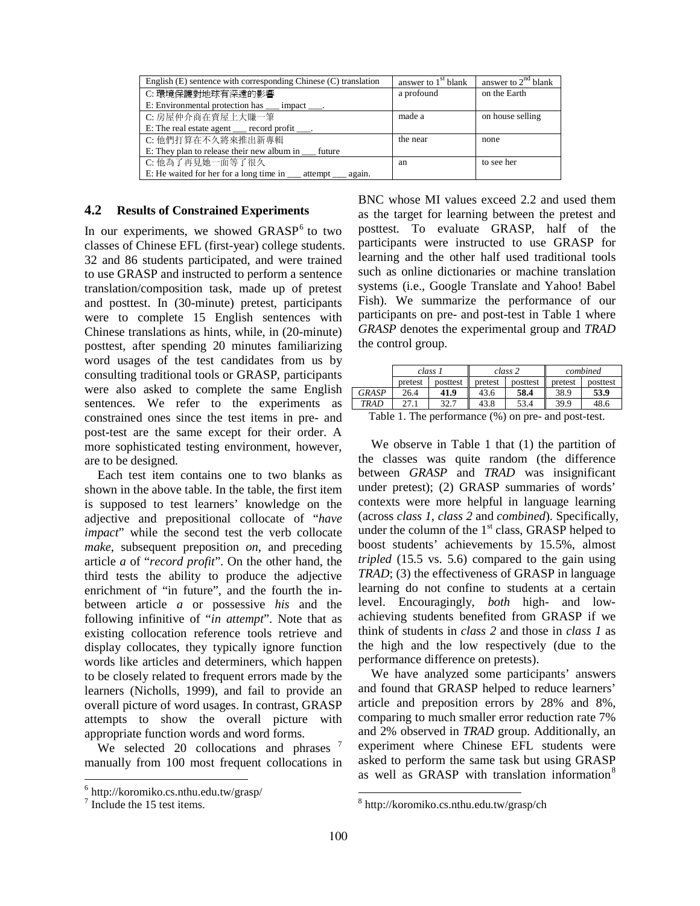| English (E) sentence with corresponding Chinese (C) translation | answer to 1st blank | answer to 2nd blank |
|---|---|---|
| C: 環境保護對地球有深遠的影響<br>E: Environmental protection has ___ impact ___. | a profound | on the Earth |
| C: 房屋仲介商在賣屋上大賺一筆<br>E: The real estate agent ___ record profit ___. | made a | on house selling |
| C: 他們打算在不久將來推出新專輯<br>E: They plan to release their new album in ___ future | the near | none |
| C: 他為了再見她一面等了很久<br>E: He waited for her for a long time in ___ attempt ___ again. | an | to see her |

## 4.2 Results of Constrained Experiments

In our experiments, we showed GRASP[6] to two classes of Chinese EFL (first-year) college students. 32 and 86 students participated, and were trained to use GRASP and instructed to perform a sentence translation/composition task, made up of pretest and posttest. In (30-minute) pretest, participants were to complete 15 English sentences with Chinese translations as hints, while, in (20-minute) posttest, after spending 20 minutes familiarizing word usages of the test candidates from us by consulting traditional tools or GRASP, participants were also asked to complete the same English sentences. We refer to the experiments as constrained ones since the test items in pre- and post-test are the same except for their order. A more sophisticated testing environment, however, are to be designed.

Each test item contains one to two blanks as shown in the above table. In the table, the first item is supposed to test learners' knowledge on the adjective and prepositional collocate of "*have impact*" while the second test the verb collocate *make*, subsequent preposition *on*, and preceding article *a* of "*record profit*". On the other hand, the third tests the ability to produce the adjective enrichment of "in future", and the fourth the in-between article *a* or possessive *his* and the following infinitive of "*in attempt*". Note that as existing collocation reference tools retrieve and display collocates, they typically ignore function words like articles and determiners, which happen to be closely related to frequent errors made by the learners (Nicholls, 1999), and fail to provide an overall picture of word usages. In contrast, GRASP attempts to show the overall picture with appropriate function words and word forms.

We selected 20 collocations and phrases [7] manually from 100 most frequent collocations in BNC whose MI values exceed 2.2 and used them as the target for learning between the pretest and posttest. To evaluate GRASP, half of the participants were instructed to use GRASP for learning and the other half used traditional tools such as online dictionaries or machine translation systems (i.e., Google Translate and Yahoo! Babel Fish). We summarize the performance of our participants on pre- and post-test in Table 1 where *GRASP* denotes the experimental group and *TRAD* the control group.

| | *class 1* | | *class 2* | | *combined* | |
|---|---|---|---|---|---|---|
| | pretest | posttest | pretest | posttest | pretest | posttest |
| *GRASP* | 26.4 | **41.9** | 43.6 | **58.4** | 38.9 | **53.9** |
| *TRAD* | 27.1 | 32.7 | 43.8 | 53.4 | 39.9 | 48.6 |

Table 1. The performance (%) on pre- and post-test.

We observe in Table 1 that (1) the partition of the classes was quite random (the difference between *GRASP* and *TRAD* was insignificant under pretest); (2) GRASP summaries of words' contexts were more helpful in language learning (across *class 1*, *class 2* and *combined*). Specifically, under the column of the 1st class, GRASP helped to boost students' achievements by 15.5%, almost *tripled* (15.5 vs. 5.6) compared to the gain using *TRAD*; (3) the effectiveness of GRASP in language learning do not confine to students at a certain level. Encouragingly, *both* high- and low-achieving students benefited from GRASP if we think of students in *class 2* and those in *class 1* as the high and the low respectively (due to the performance difference on pretests).

We have analyzed some participants' answers and found that GRASP helped to reduce learners' article and preposition errors by 28% and 8%, comparing to much smaller error reduction rate 7% and 2% observed in *TRAD* group. Additionally, an experiment where Chinese EFL students were asked to perform the same task but using GRASP as well as GRASP with translation information[8]

---

[6] http://koromiko.cs.nthu.edu.tw/grasp/

[7] Include the 15 test items.

[8] http://koromiko.cs.nthu.edu.tw/grasp/ch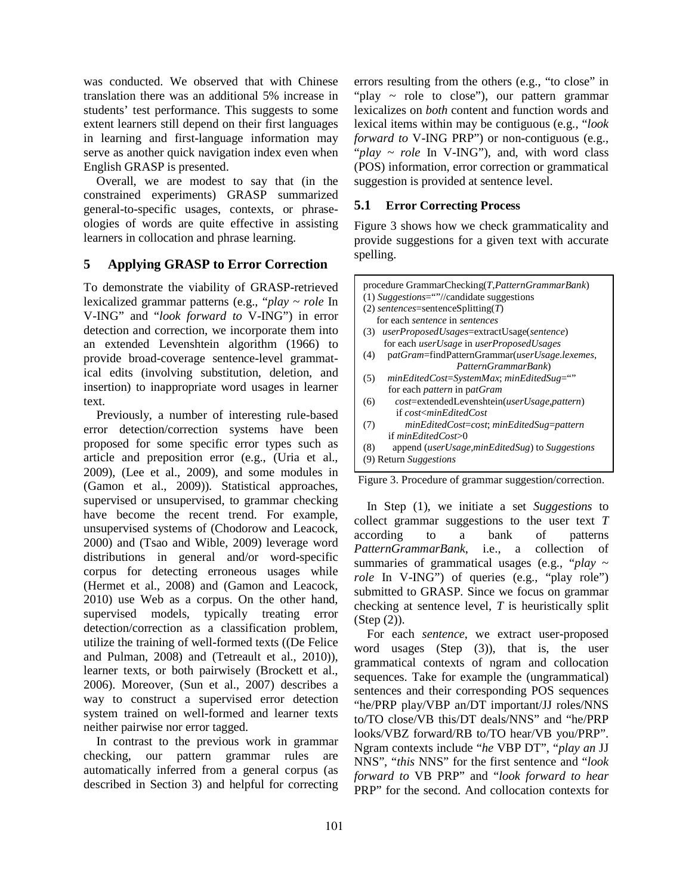was conducted. We observed that with Chinese translation there was an additional 5% increase in students' test performance. This suggests to some extent learners still depend on their first languages in learning and first-language information may serve as another quick navigation index even when English GRASP is presented.

Overall, we are modest to say that (in the constrained experiments) GRASP summarized general-to-specific usages, contexts, or phraseologies of words are quite effective in assisting learners in collocation and phrase learning.

## 5 Applying GRASP to Error Correction

To demonstrate the viability of GRASP-retrieved lexicalized grammar patterns (e.g., "*play ~ role* In V-ING" and "*look forward to* V-ING") in error detection and correction, we incorporate them into an extended Levenshtein algorithm (1966) to provide broad-coverage sentence-level grammatical edits (involving substitution, deletion, and insertion) to inappropriate word usages in learner text.

Previously, a number of interesting rule-based error detection/correction systems have been proposed for some specific error types such as article and preposition error (e.g., (Uria et al., 2009), (Lee et al., 2009), and some modules in (Gamon et al., 2009)). Statistical approaches, supervised or unsupervised, to grammar checking have become the recent trend. For example, unsupervised systems of (Chodorow and Leacock, 2000) and (Tsao and Wible, 2009) leverage word distributions in general and/or word-specific corpus for detecting erroneous usages while (Hermet et al., 2008) and (Gamon and Leacock, 2010) use Web as a corpus. On the other hand, supervised models, typically treating error detection/correction as a classification problem, utilize the training of well-formed texts ((De Felice and Pulman, 2008) and (Tetreault et al., 2010)), learner texts, or both pairwisely (Brockett et al., 2006). Moreover, (Sun et al., 2007) describes a way to construct a supervised error detection system trained on well-formed and learner texts neither pairwise nor error tagged.

In contrast to the previous work in grammar checking, our pattern grammar rules are automatically inferred from a general corpus (as described in Section 3) and helpful for correcting errors resulting from the others (e.g., "to close" in "play ~ role to close"), our pattern grammar lexicalizes on *both* content and function words and lexical items within may be contiguous (e.g., "*look forward to* V-ING PRP") or non-contiguous (e.g., "*play ~ role* In V-ING"), and, with word class (POS) information, error correction or grammatical suggestion is provided at sentence level.

### 5.1 Error Correcting Process

Figure 3 shows how we check grammaticality and provide suggestions for a given text with accurate spelling.

```
procedure GrammarChecking(T,PatternGrammarBank)
(1) Suggestions=""//candidate suggestions
(2) sentences=sentenceSplitting(T)
    for each sentence in sentences
(3)  userProposedUsages=extractUsage(sentence)
     for each userUsage in userProposedUsages
(4)    patGram=findPatternGrammar(userUsage.lexemes,
                                  PatternGrammarBank)
(5)    minEditedCost=SystemMax; minEditedSug=""
       for each pattern in patGram
(6)      cost=extendedLevenshtein(userUsage,pattern)
         if cost<minEditedCost
(7)        minEditedCost=cost; minEditedSug=pattern
       if minEditedCost>0
(8)      append (userUsage,minEditedSug) to Suggestions
(9) Return Suggestions
```

Figure 3. Procedure of grammar suggestion/correction.

In Step (1), we initiate a set *Suggestions* to collect grammar suggestions to the user text *T* according to a bank of patterns *PatternGrammarBank*, i.e., a collection of summaries of grammatical usages (e.g., "*play ~ role* In V-ING") of queries (e.g., "play role") submitted to GRASP. Since we focus on grammar checking at sentence level, *T* is heuristically split (Step (2)).

For each *sentence*, we extract user-proposed word usages (Step (3)), that is, the user grammatical contexts of ngram and collocation sequences. Take for example the (ungrammatical) sentences and their corresponding POS sequences "he/PRP play/VBP an/DT important/JJ roles/NNS to/TO close/VB this/DT deals/NNS" and "he/PRP looks/VBZ forward/RB to/TO hear/VB you/PRP". Ngram contexts include "*he* VBP DT", "*play an* JJ NNS", "*this* NNS" for the first sentence and "*look forward to* VB PRP" and "*look forward to hear* PRP" for the second. And collocation contexts for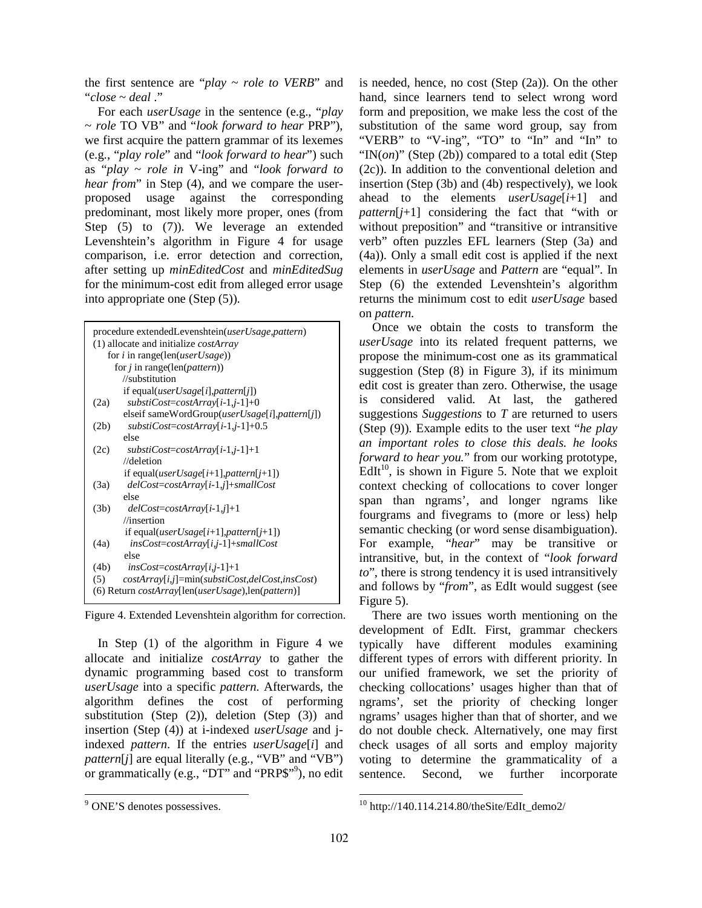the first sentence are "*play ~ role to VERB*" and "*close ~ deal .*"

For each *userUsage* in the sentence (e.g., "*play ~ role* TO VB" and "*look forward to hear* PRP"), we first acquire the pattern grammar of its lexemes (e.g., "*play role*" and "*look forward to hear*") such as "*play ~ role in* V-ing" and "*look forward to hear from*" in Step (4), and we compare the user-proposed usage against the corresponding predominant, most likely more proper, ones (from Step (5) to (7)). We leverage an extended Levenshtein's algorithm in Figure 4 for usage comparison, i.e. error detection and correction, after setting up *minEditedCost* and *minEditedSug* for the minimum-cost edit from alleged error usage into appropriate one (Step (5)).

```
procedure extendedLevenshtein(userUsage,pattern)
(1) allocate and initialize costArray
    for i in range(len(userUsage))
      for j in range(len(pattern))
        //substitution
        if equal(userUsage[i],pattern[j])
(2a)      substiCost=costArray[i-1,j-1]+0
        elseif sameWordGroup(userUsage[i],pattern[j])
(2b)      substiCost=costArray[i-1,j-1]+0.5
        else
(2c)      substiCost=costArray[i-1,j-1]+1
        //deletion
        if equal(userUsage[i+1],pattern[j+1])
(3a)      delCost=costArray[i-1,j]+smallCost
        else
(3b)      delCost=costArray[i-1,j]+1
        //insertion
        if equal(userUsage[i+1],pattern[j+1])
(4a)      insCost=costArray[i,j-1]+smallCost
        else
(4b)      insCost=costArray[i,j-1]+1
(5)     costArray[i,j]=min(substiCost,delCost,insCost)
(6) Return costArray[len(userUsage),len(pattern)]
```

Figure 4. Extended Levenshtein algorithm for correction.

In Step (1) of the algorithm in Figure 4 we allocate and initialize *costArray* to gather the dynamic programming based cost to transform *userUsage* into a specific *pattern*. Afterwards, the algorithm defines the cost of performing substitution (Step (2)), deletion (Step (3)) and insertion (Step (4)) at i-indexed *userUsage* and j-indexed *pattern*. If the entries *userUsage*[*i*] and *pattern*[*j*] are equal literally (e.g., "VB" and "VB") or grammatically (e.g., "DT" and "PRP\$"[9]), no edit is needed, hence, no cost (Step (2a)). On the other hand, since learners tend to select wrong word form and preposition, we make less the cost of the substitution of the same word group, say from "VERB" to "V-ing", "TO" to "In" and "In" to "IN(*on*)" (Step (2b)) compared to a total edit (Step (2c)). In addition to the conventional deletion and insertion (Step (3b) and (4b) respectively), we look ahead to the elements *userUsage*[*i*+1] and *pattern*[*j*+1] considering the fact that "with or without preposition" and "transitive or intransitive verb" often puzzles EFL learners (Step (3a) and (4a)). Only a small edit cost is applied if the next elements in *userUsage* and *Pattern* are "equal". In Step (6) the extended Levenshtein's algorithm returns the minimum cost to edit *userUsage* based on *pattern*.

Once we obtain the costs to transform the *userUsage* into its related frequent patterns, we propose the minimum-cost one as its grammatical suggestion (Step (8) in Figure 3), if its minimum edit cost is greater than zero. Otherwise, the usage is considered valid. At last, the gathered suggestions *Suggestions* to *T* are returned to users (Step (9)). Example edits to the user text "*he play an important roles to close this deals. he looks forward to hear you.*" from our working prototype, EdIt[10], is shown in Figure 5. Note that we exploit context checking of collocations to cover longer span than ngrams', and longer ngrams like fourgrams and fivegrams to (more or less) help semantic checking (or word sense disambiguation). For example, "*hear*" may be transitive or intransitive, but, in the context of "*look forward to*", there is strong tendency it is used intransitively and follows by "*from*", as EdIt would suggest (see Figure 5).

There are two issues worth mentioning on the development of EdIt. First, grammar checkers typically have different modules examining different types of errors with different priority. In our unified framework, we set the priority of checking collocations' usages higher than that of ngrams', set the priority of checking longer ngrams' usages higher than that of shorter, and we do not double check. Alternatively, one may first check usages of all sorts and employ majority voting to determine the grammaticality of a sentence. Second, we further incorporate

[9] ONE'S denotes possessives.

[10] http://140.114.214.80/theSite/EdIt_demo2/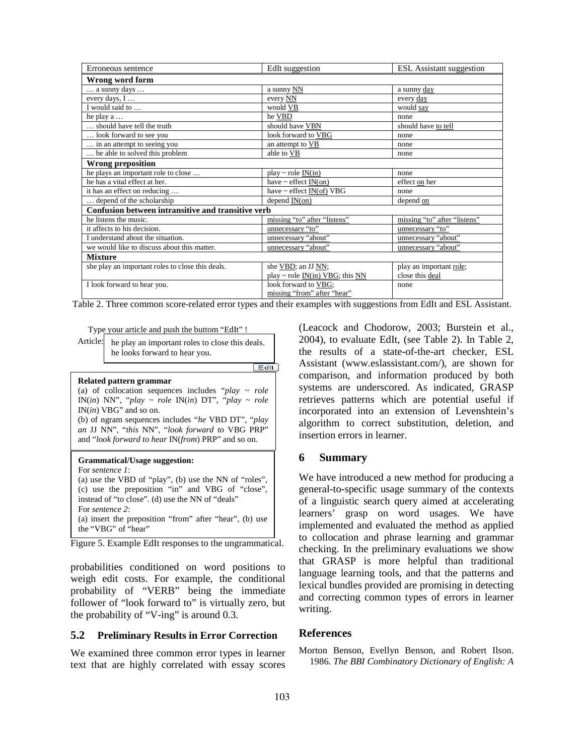| Erroneous sentence | EdIt suggestion | ESL Assistant suggestion |
|---|---|---|
| **Wrong word form** | | |
| … a sunny days … | a sunny NN | a sunny day |
| every days, I … | every NN | every day |
| I would said to … | would VB | would say |
| he play a … | he VBD | none |
| … should have tell the truth | should have VBN | should have to tell |
| … look forward to see you | look forward to VBG | none |
| … in an attempt to seeing you | an attempt to VB | none |
| … be able to solved this problem | able to VB | none |
| **Wrong preposition** | | |
| he plays an important role to close … | play ~ role IN(in) | none |
| he has a vital effect at her. | have ~ effect IN(on) | effect on her |
| it has an effect on reducing … | have ~ effect IN(of) VBG | none |
| … depend of the scholarship | depend IN(on) | depend on |
| **Confusion between intransitive and transitive verb** | | |
| he listens the music. | missing "to" after "listens" | missing "to" after "listens" |
| it affects to his decision. | unnecessary "to" | unnecessary "to" |
| I understand about the situation. | unnecessary "about" | unnecessary "about" |
| we would like to discuss about this matter. | unnecessary "about" | unnecessary "about" |
| **Mixture** | | |
| she play an important roles to close this deals. | she VBD; an JJ NN; play ~ role IN(in) VBG; this NN | play an important role; close this deal |
| I look forward to hear you. | look forward to VBG; missing "from" after "hear" | none |

Table 2. Three common score-related error types and their examples with suggestions from EdIt and ESL Assistant.

Type your article and push the buttom "EdIt" !

Article: he play an important roles to close this deals. he looks forward to hear you.

EdIt

**Related pattern grammar**
(a) of collocation sequences includes "*play ~ role* IN(*in*) NN", "*play ~ role* IN(*in*) DT", "*play ~ role* IN(*in*) VBG" and so on.
(b) of ngram sequences includes "*he* VBD DT", "*play an* JJ NN", "*this* NN", "*look forward to* VBG PRP" and "*look forward to hear* IN(*from*) PRP" and so on.

**Grammatical/Usage suggestion:**
For *sentence 1*:
(a) use the VBD of "play", (b) use the NN of "roles", (c) use the preposition "in" and VBG of "close", instead of "to close". (d) use the NN of "deals"
For *sentence 2*:
(a) insert the preposition "from" after "hear", (b) use the "VBG" of "hear"

Figure 5. Example EdIt responses to the ungrammatical.

probabilities conditioned on word positions to weigh edit costs. For example, the conditional probability of "VERB" being the immediate follower of "look forward to" is virtually zero, but the probability of "V-ing" is around 0.3.

### 5.2 Preliminary Results in Error Correction

We examined three common error types in learner text that are highly correlated with essay scores (Leacock and Chodorow, 2003; Burstein et al., 2004), to evaluate EdIt, (see Table 2). In Table 2, the results of a state-of-the-art checker, ESL Assistant (www.eslassistant.com/), are shown for comparison, and information produced by both systems are underscored. As indicated, GRASP retrieves patterns which are potential useful if incorporated into an extension of Levenshtein's algorithm to correct substitution, deletion, and insertion errors in learner.

## 6 Summary

We have introduced a new method for producing a general-to-specific usage summary of the contexts of a linguistic search query aimed at accelerating learners' grasp on word usages. We have implemented and evaluated the method as applied to collocation and phrase learning and grammar checking. In the preliminary evaluations we show that GRASP is more helpful than traditional language learning tools, and that the patterns and lexical bundles provided are promising in detecting and correcting common types of errors in learner writing.

## References

Morton Benson, Evellyn Benson, and Robert Ilson. 1986. *The BBI Combinatory Dictionary of English: A*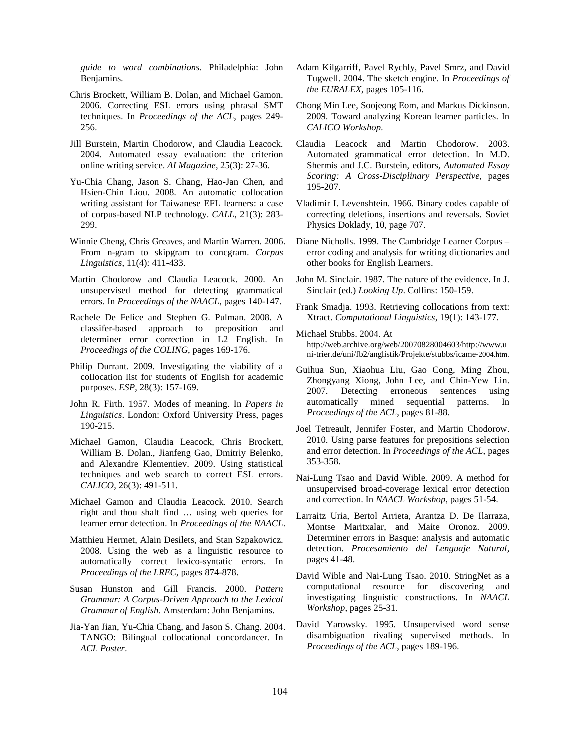*guide to word combinations*. Philadelphia: John Benjamins.

Chris Brockett, William B. Dolan, and Michael Gamon. 2006. Correcting ESL errors using phrasal SMT techniques. In *Proceedings of the ACL*, pages 249-256.

Jill Burstein, Martin Chodorow, and Claudia Leacock. 2004. Automated essay evaluation: the criterion online writing service. *AI Magazine*, 25(3): 27-36.

Yu-Chia Chang, Jason S. Chang, Hao-Jan Chen, and Hsien-Chin Liou. 2008. An automatic collocation writing assistant for Taiwanese EFL learners: a case of corpus-based NLP technology. *CALL*, 21(3): 283-299.

Winnie Cheng, Chris Greaves, and Martin Warren. 2006. From n-gram to skipgram to concgram. *Corpus Linguistics*, 11(4): 411-433.

Martin Chodorow and Claudia Leacock. 2000. An unsupervised method for detecting grammatical errors. In *Proceedings of the NAACL*, pages 140-147.

Rachele De Felice and Stephen G. Pulman. 2008. A classifer-based approach to preposition and determiner error correction in L2 English. In *Proceedings of the COLING*, pages 169-176.

Philip Durrant. 2009. Investigating the viability of a collocation list for students of English for academic purposes. *ESP*, 28(3): 157-169.

John R. Firth. 1957. Modes of meaning. In *Papers in Linguistics*. London: Oxford University Press, pages 190-215.

Michael Gamon, Claudia Leacock, Chris Brockett, William B. Dolan., Jianfeng Gao, Dmitriy Belenko, and Alexandre Klementiev. 2009. Using statistical techniques and web search to correct ESL errors. *CALICO*, 26(3): 491-511.

Michael Gamon and Claudia Leacock. 2010. Search right and thou shalt find … using web queries for learner error detection. In *Proceedings of the NAACL*.

Matthieu Hermet, Alain Desilets, and Stan Szpakowicz. 2008. Using the web as a linguistic resource to automatically correct lexico-syntactic errors. In *Proceedings of the LREC*, pages 874-878.

Susan Hunston and Gill Francis. 2000. *Pattern Grammar: A Corpus-Driven Approach to the Lexical Grammar of English*. Amsterdam: John Benjamins.

Jia-Yan Jian, Yu-Chia Chang, and Jason S. Chang. 2004. TANGO: Bilingual collocational concordancer. In *ACL Poster*.

Adam Kilgarriff, Pavel Rychly, Pavel Smrz, and David Tugwell. 2004. The sketch engine. In *Proceedings of the EURALEX*, pages 105-116.

Chong Min Lee, Soojeong Eom, and Markus Dickinson. 2009. Toward analyzing Korean learner particles. In *CALICO Workshop*.

Claudia Leacock and Martin Chodorow. 2003. Automated grammatical error detection. In M.D. Shermis and J.C. Burstein, editors, *Automated Essay Scoring: A Cross-Disciplinary Perspective*, pages 195-207.

Vladimir I. Levenshtein. 1966. Binary codes capable of correcting deletions, insertions and reversals. Soviet Physics Doklady, 10, page 707.

Diane Nicholls. 1999. The Cambridge Learner Corpus – error coding and analysis for writing dictionaries and other books for English Learners.

John M. Sinclair. 1987. The nature of the evidence. In J. Sinclair (ed.) *Looking Up*. Collins: 150-159.

Frank Smadja. 1993. Retrieving collocations from text: Xtract. *Computational Linguistics*, 19(1): 143-177.

Michael Stubbs. 2004. At http://web.archive.org/web/20070828004603/http://www.uni-trier.de/uni/fb2/anglistik/Projekte/stubbs/icame-2004.htm.

Guihua Sun, Xiaohua Liu, Gao Cong, Ming Zhou, Zhongyang Xiong, John Lee, and Chin-Yew Lin. 2007. Detecting erroneous sentences using automatically mined sequential patterns. In *Proceedings of the ACL*, pages 81-88.

Joel Tetreault, Jennifer Foster, and Martin Chodorow. 2010. Using parse features for prepositions selection and error detection. In *Proceedings of the ACL*, pages 353-358.

Nai-Lung Tsao and David Wible. 2009. A method for unsupervised broad-coverage lexical error detection and correction. In *NAACL Workshop*, pages 51-54.

Larraitz Uria, Bertol Arrieta, Arantza D. De Ilarraza, Montse Maritxalar, and Maite Oronoz. 2009. Determiner errors in Basque: analysis and automatic detection. *Procesamiento del Lenguaje Natural*, pages 41-48.

David Wible and Nai-Lung Tsao. 2010. StringNet as a computational resource for discovering and investigating linguistic constructions. In *NAACL Workshop*, pages 25-31.

David Yarowsky. 1995. Unsupervised word sense disambiguation rivaling supervised methods. In *Proceedings of the ACL*, pages 189-196.